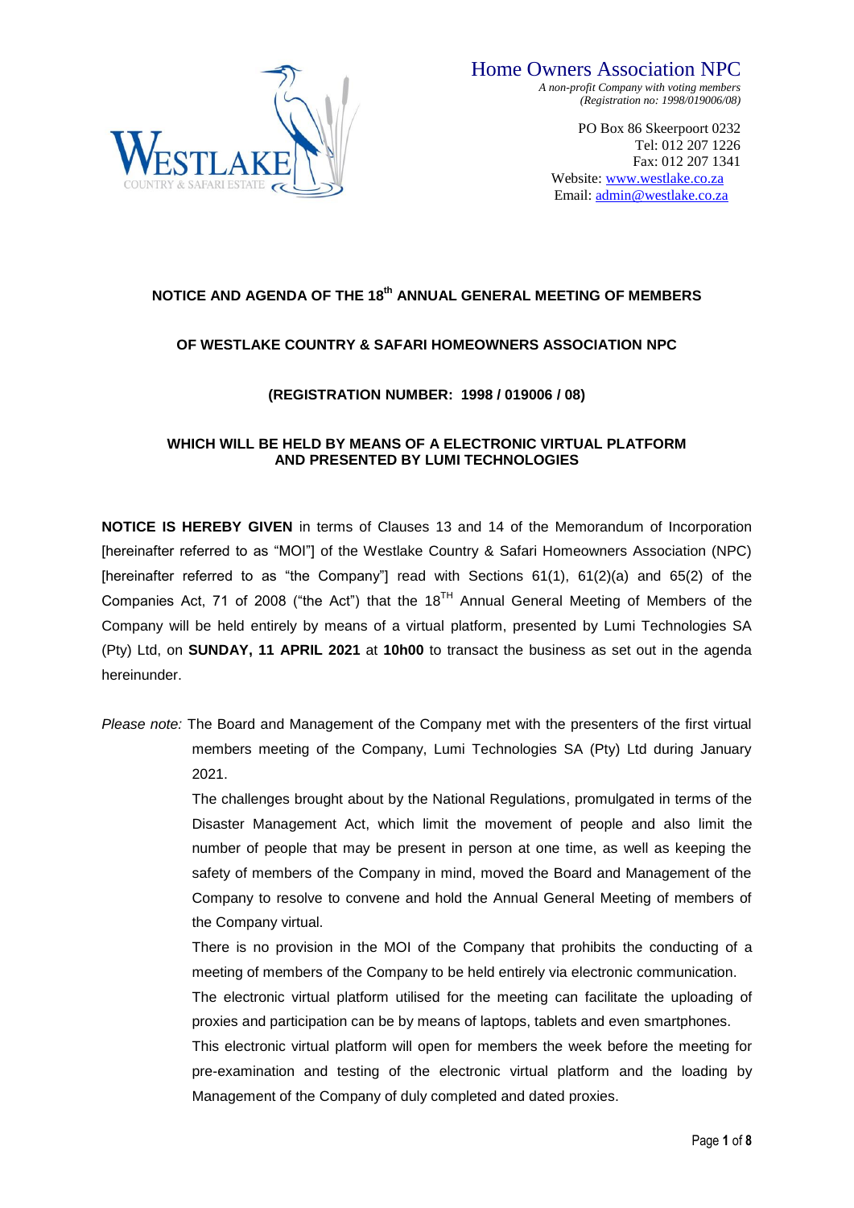Home Owners Association NPC
*A non-profit Company with voting members*
*(Registration no: 1998/019006/08)*

PO Box 86 Skeerpoort 0232
Tel: 012 207 1226
Fax: 012 207 1341
Website: [www.westlake.co.za](http://www.westlake.co.za)
Email: [admin@westlake.co.za](mailto:admin@westlake.co.za)

**NOTICE AND AGENDA OF THE 18th ANNUAL GENERAL MEETING OF MEMBERS**

**OF WESTLAKE COUNTRY & SAFARI HOMEOWNERS ASSOCIATION NPC**

**(REGISTRATION NUMBER: 1998 / 019006 / 08)**

**WHICH WILL BE HELD BY MEANS OF A ELECTRONIC VIRTUAL PLATFORM AND PRESENTED BY LUMI TECHNOLOGIES**

**NOTICE IS HEREBY GIVEN** in terms of Clauses 13 and 14 of the Memorandum of Incorporation [hereinafter referred to as "MOI"] of the Westlake Country & Safari Homeowners Association (NPC) [hereinafter referred to as "the Company"] read with Sections 61(1), 61(2)(a) and 65(2) of the Companies Act, 71 of 2008 ("the Act") that the 18TH Annual General Meeting of Members of the Company will be held entirely by means of a virtual platform, presented by Lumi Technologies SA (Pty) Ltd, on **SUNDAY, 11 APRIL 2021** at **10h00** to transact the business as set out in the agenda hereinunder.

*Please note:* The Board and Management of the Company met with the presenters of the first virtual members meeting of the Company, Lumi Technologies SA (Pty) Ltd during January 2021.

The challenges brought about by the National Regulations, promulgated in terms of the Disaster Management Act, which limit the movement of people and also limit the number of people that may be present in person at one time, as well as keeping the safety of members of the Company in mind, moved the Board and Management of the Company to resolve to convene and hold the Annual General Meeting of members of the Company virtual.

There is no provision in the MOI of the Company that prohibits the conducting of a meeting of members of the Company to be held entirely via electronic communication.

The electronic virtual platform utilised for the meeting can facilitate the uploading of proxies and participation can be by means of laptops, tablets and even smartphones.

This electronic virtual platform will open for members the week before the meeting for pre-examination and testing of the electronic virtual platform and the loading by Management of the Company of duly completed and dated proxies.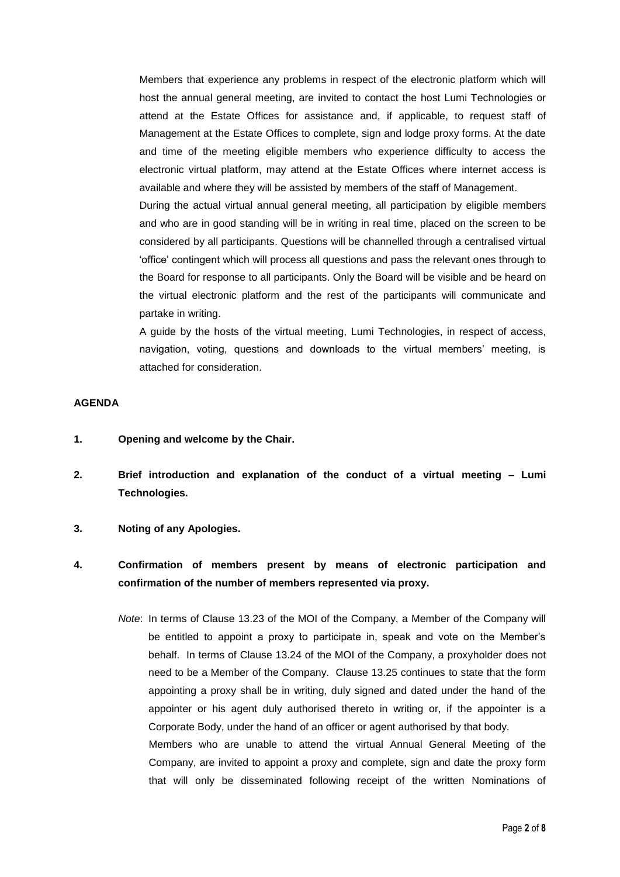Members that experience any problems in respect of the electronic platform which will host the annual general meeting, are invited to contact the host Lumi Technologies or attend at the Estate Offices for assistance and, if applicable, to request staff of Management at the Estate Offices to complete, sign and lodge proxy forms. At the date and time of the meeting eligible members who experience difficulty to access the electronic virtual platform, may attend at the Estate Offices where internet access is available and where they will be assisted by members of the staff of Management.

During the actual virtual annual general meeting, all participation by eligible members and who are in good standing will be in writing in real time, placed on the screen to be considered by all participants. Questions will be channelled through a centralised virtual 'office' contingent which will process all questions and pass the relevant ones through to the Board for response to all participants. Only the Board will be visible and be heard on the virtual electronic platform and the rest of the participants will communicate and partake in writing.

A guide by the hosts of the virtual meeting, Lumi Technologies, in respect of access, navigation, voting, questions and downloads to the virtual members' meeting, is attached for consideration.

**AGENDA**

**1. Opening and welcome by the Chair.**

**2. Brief introduction and explanation of the conduct of a virtual meeting – Lumi Technologies.**

**3. Noting of any Apologies.**

**4. Confirmation of members present by means of electronic participation and confirmation of the number of members represented via proxy.**

*Note*: In terms of Clause 13.23 of the MOI of the Company, a Member of the Company will be entitled to appoint a proxy to participate in, speak and vote on the Member's behalf. In terms of Clause 13.24 of the MOI of the Company, a proxyholder does not need to be a Member of the Company. Clause 13.25 continues to state that the form appointing a proxy shall be in writing, duly signed and dated under the hand of the appointer or his agent duly authorised thereto in writing or, if the appointer is a Corporate Body, under the hand of an officer or agent authorised by that body.

Members who are unable to attend the virtual Annual General Meeting of the Company, are invited to appoint a proxy and complete, sign and date the proxy form that will only be disseminated following receipt of the written Nominations of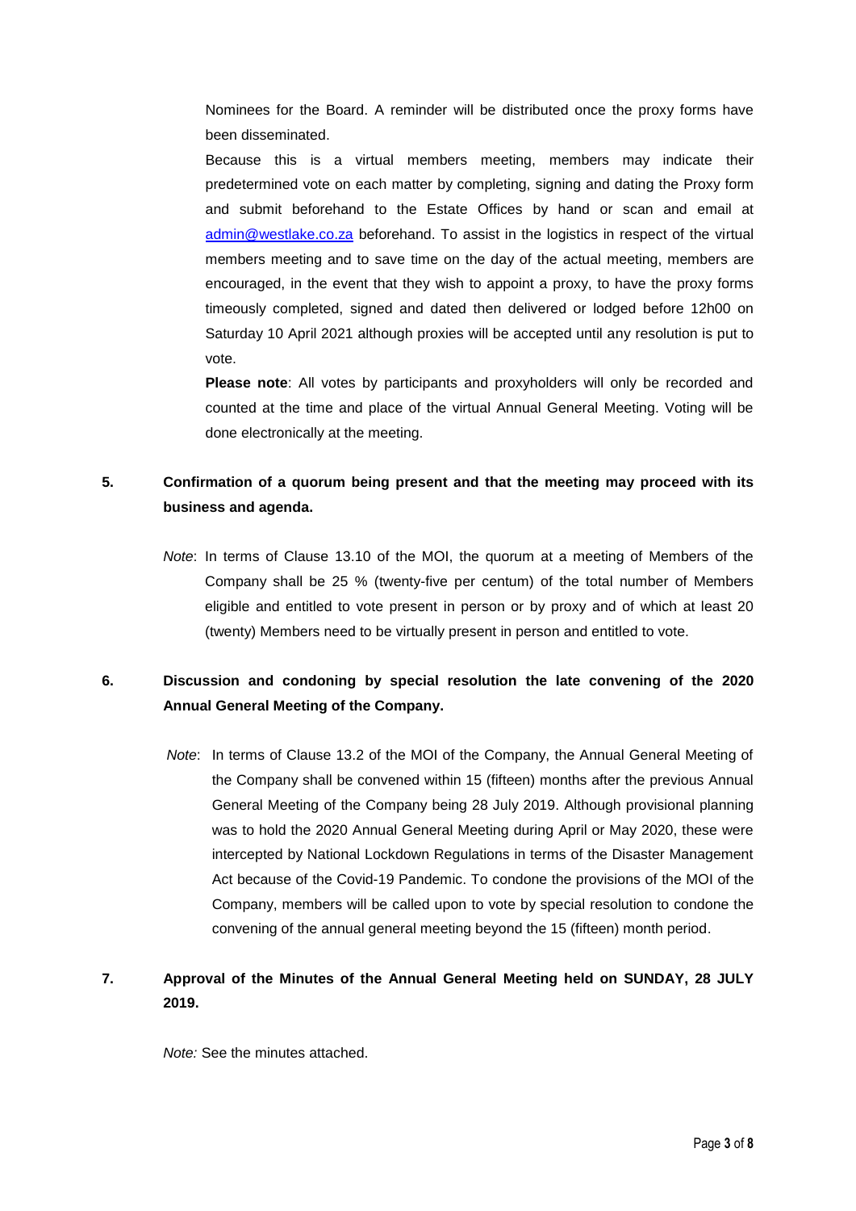Nominees for the Board. A reminder will be distributed once the proxy forms have been disseminated.

Because this is a virtual members meeting, members may indicate their predetermined vote on each matter by completing, signing and dating the Proxy form and submit beforehand to the Estate Offices by hand or scan and email at admin@westlake.co.za beforehand. To assist in the logistics in respect of the virtual members meeting and to save time on the day of the actual meeting, members are encouraged, in the event that they wish to appoint a proxy, to have the proxy forms timeously completed, signed and dated then delivered or lodged before 12h00 on Saturday 10 April 2021 although proxies will be accepted until any resolution is put to vote.

**Please note**: All votes by participants and proxyholders will only be recorded and counted at the time and place of the virtual Annual General Meeting. Voting will be done electronically at the meeting.

**5. Confirmation of a quorum being present and that the meeting may proceed with its business and agenda.**

*Note*: In terms of Clause 13.10 of the MOI, the quorum at a meeting of Members of the Company shall be 25 % (twenty-five per centum) of the total number of Members eligible and entitled to vote present in person or by proxy and of which at least 20 (twenty) Members need to be virtually present in person and entitled to vote.

**6. Discussion and condoning by special resolution the late convening of the 2020 Annual General Meeting of the Company.**

*Note*: In terms of Clause 13.2 of the MOI of the Company, the Annual General Meeting of the Company shall be convened within 15 (fifteen) months after the previous Annual General Meeting of the Company being 28 July 2019. Although provisional planning was to hold the 2020 Annual General Meeting during April or May 2020, these were intercepted by National Lockdown Regulations in terms of the Disaster Management Act because of the Covid-19 Pandemic. To condone the provisions of the MOI of the Company, members will be called upon to vote by special resolution to condone the convening of the annual general meeting beyond the 15 (fifteen) month period.

**7. Approval of the Minutes of the Annual General Meeting held on SUNDAY, 28 JULY 2019.**

*Note:* See the minutes attached.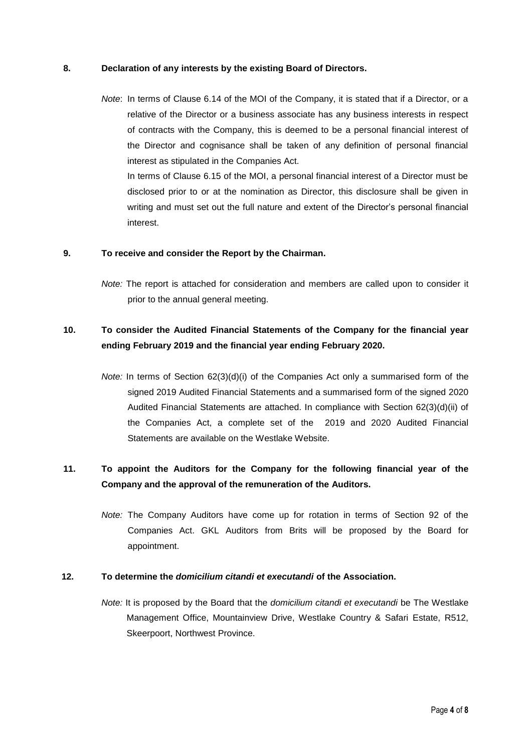**8. Declaration of any interests by the existing Board of Directors.**

*Note*: In terms of Clause 6.14 of the MOI of the Company, it is stated that if a Director, or a relative of the Director or a business associate has any business interests in respect of contracts with the Company, this is deemed to be a personal financial interest of the Director and cognisance shall be taken of any definition of personal financial interest as stipulated in the Companies Act.

In terms of Clause 6.15 of the MOI, a personal financial interest of a Director must be disclosed prior to or at the nomination as Director, this disclosure shall be given in writing and must set out the full nature and extent of the Director's personal financial interest.

**9. To receive and consider the Report by the Chairman.**

*Note:* The report is attached for consideration and members are called upon to consider it prior to the annual general meeting.

**10. To consider the Audited Financial Statements of the Company for the financial year ending February 2019 and the financial year ending February 2020.**

*Note:* In terms of Section 62(3)(d)(i) of the Companies Act only a summarised form of the signed 2019 Audited Financial Statements and a summarised form of the signed 2020 Audited Financial Statements are attached. In compliance with Section 62(3)(d)(ii) of the Companies Act, a complete set of the 2019 and 2020 Audited Financial Statements are available on the Westlake Website.

**11. To appoint the Auditors for the Company for the following financial year of the Company and the approval of the remuneration of the Auditors.**

*Note:* The Company Auditors have come up for rotation in terms of Section 92 of the Companies Act. GKL Auditors from Brits will be proposed by the Board for appointment.

**12. To determine the *domicilium citandi et executandi* of the Association.**

*Note:* It is proposed by the Board that the *domicilium citandi et executandi* be The Westlake Management Office, Mountainview Drive, Westlake Country & Safari Estate, R512, Skeerpoort, Northwest Province.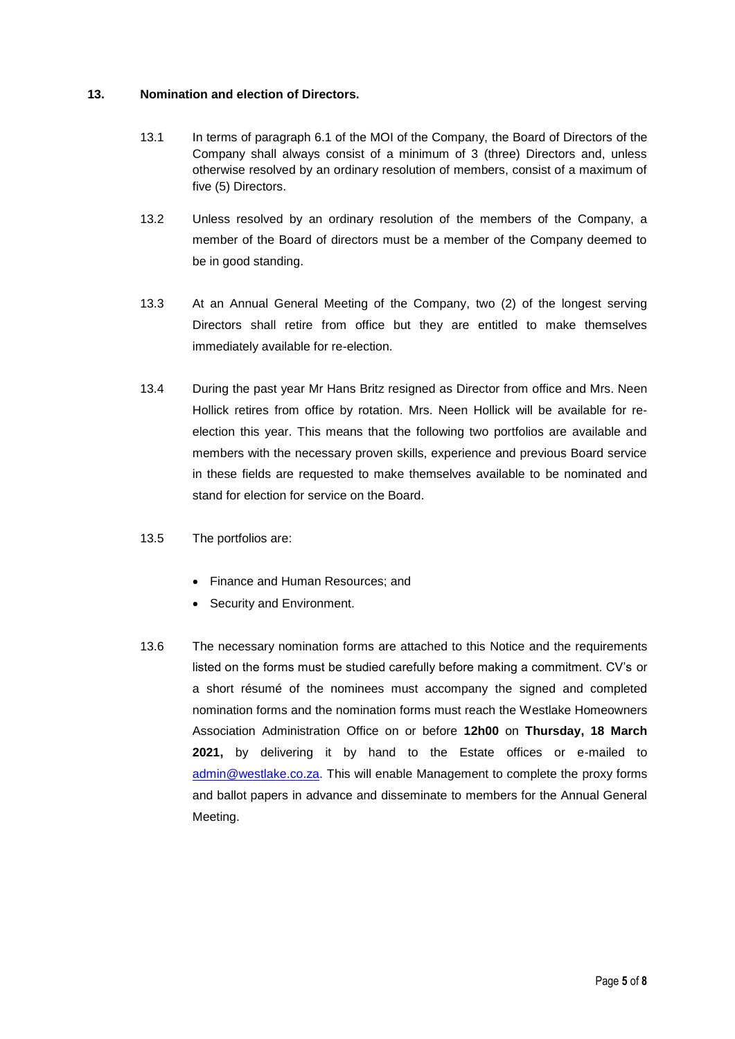## 13. Nomination and election of Directors.

13.1 In terms of paragraph 6.1 of the MOI of the Company, the Board of Directors of the Company shall always consist of a minimum of 3 (three) Directors and, unless otherwise resolved by an ordinary resolution of members, consist of a maximum of five (5) Directors.

13.2 Unless resolved by an ordinary resolution of the members of the Company, a member of the Board of directors must be a member of the Company deemed to be in good standing.

13.3 At an Annual General Meeting of the Company, two (2) of the longest serving Directors shall retire from office but they are entitled to make themselves immediately available for re-election.

13.4 During the past year Mr Hans Britz resigned as Director from office and Mrs. Neen Hollick retires from office by rotation. Mrs. Neen Hollick will be available for re-election this year. This means that the following two portfolios are available and members with the necessary proven skills, experience and previous Board service in these fields are requested to make themselves available to be nominated and stand for election for service on the Board.

13.5 The portfolios are:

- Finance and Human Resources; and
- Security and Environment.

13.6 The necessary nomination forms are attached to this Notice and the requirements listed on the forms must be studied carefully before making a commitment. CV's or a short résumé of the nominees must accompany the signed and completed nomination forms and the nomination forms must reach the Westlake Homeowners Association Administration Office on or before **12h00** on **Thursday, 18 March 2021,** by delivering it by hand to the Estate offices or e-mailed to admin@westlake.co.za. This will enable Management to complete the proxy forms and ballot papers in advance and disseminate to members for the Annual General Meeting.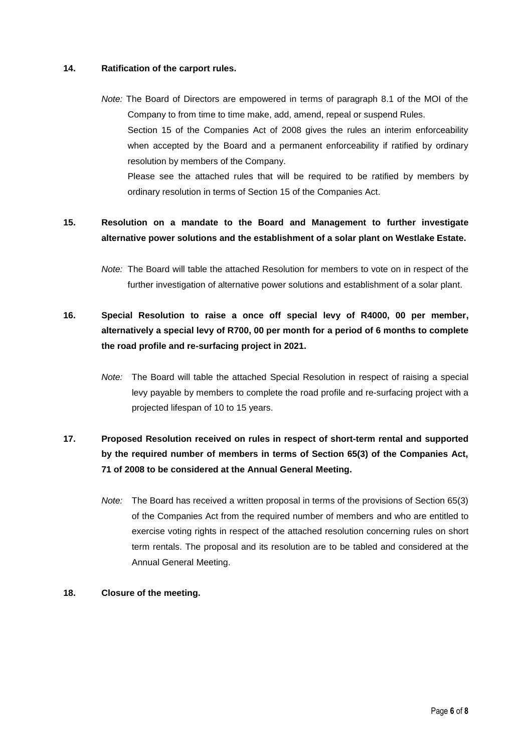**14. Ratification of the carport rules.**

*Note:* The Board of Directors are empowered in terms of paragraph 8.1 of the MOI of the Company to from time to time make, add, amend, repeal or suspend Rules.

Section 15 of the Companies Act of 2008 gives the rules an interim enforceability when accepted by the Board and a permanent enforceability if ratified by ordinary resolution by members of the Company.

Please see the attached rules that will be required to be ratified by members by ordinary resolution in terms of Section 15 of the Companies Act.

**15. Resolution on a mandate to the Board and Management to further investigate alternative power solutions and the establishment of a solar plant on Westlake Estate.**

*Note:* The Board will table the attached Resolution for members to vote on in respect of the further investigation of alternative power solutions and establishment of a solar plant.

**16. Special Resolution to raise a once off special levy of R4000, 00 per member, alternatively a special levy of R700, 00 per month for a period of 6 months to complete the road profile and re-surfacing project in 2021.**

*Note:* The Board will table the attached Special Resolution in respect of raising a special levy payable by members to complete the road profile and re-surfacing project with a projected lifespan of 10 to 15 years.

**17. Proposed Resolution received on rules in respect of short-term rental and supported by the required number of members in terms of Section 65(3) of the Companies Act, 71 of 2008 to be considered at the Annual General Meeting.**

*Note:* The Board has received a written proposal in terms of the provisions of Section 65(3) of the Companies Act from the required number of members and who are entitled to exercise voting rights in respect of the attached resolution concerning rules on short term rentals. The proposal and its resolution are to be tabled and considered at the Annual General Meeting.

**18. Closure of the meeting.**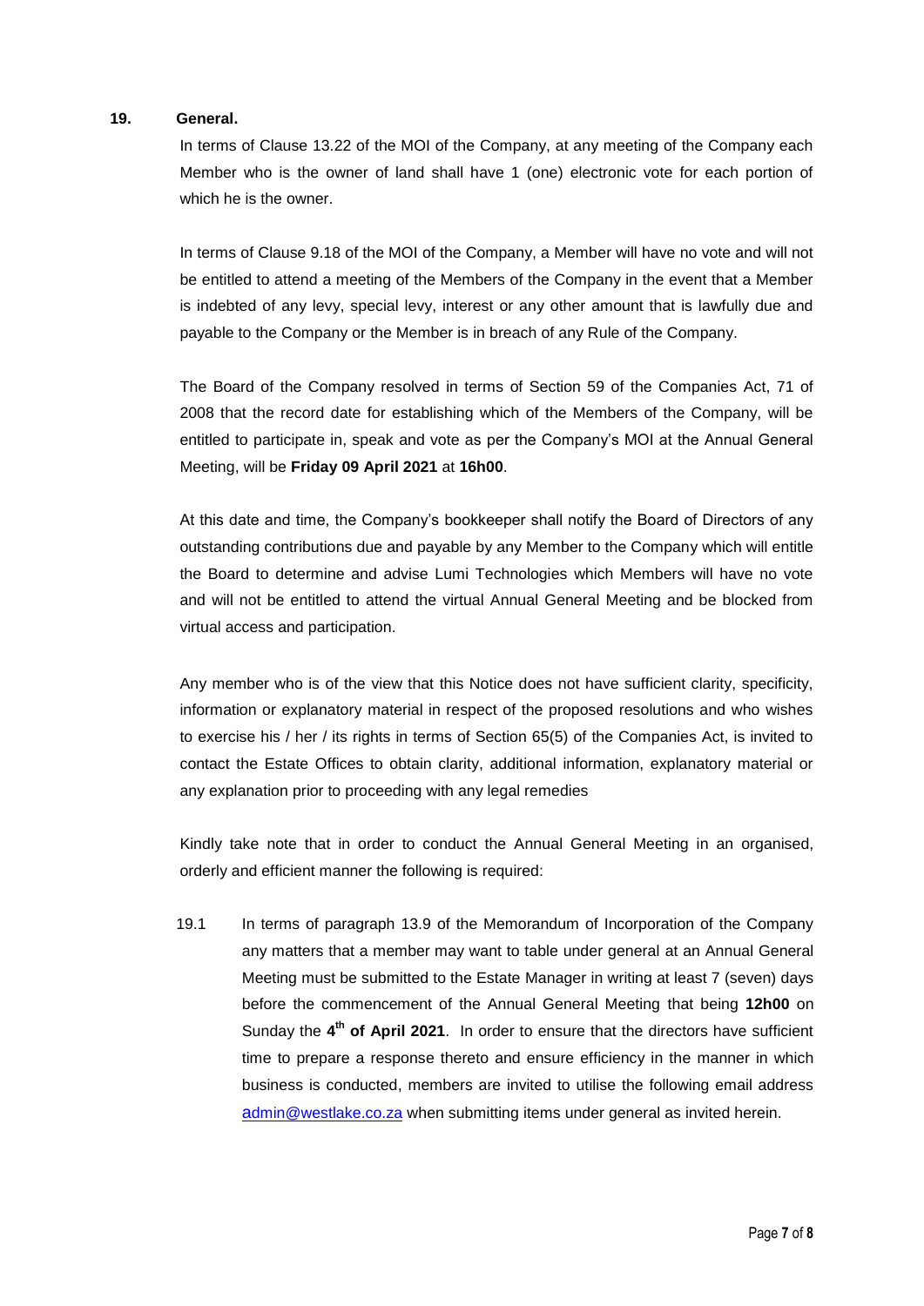## 19. General.

In terms of Clause 13.22 of the MOI of the Company, at any meeting of the Company each Member who is the owner of land shall have 1 (one) electronic vote for each portion of which he is the owner.

In terms of Clause 9.18 of the MOI of the Company, a Member will have no vote and will not be entitled to attend a meeting of the Members of the Company in the event that a Member is indebted of any levy, special levy, interest or any other amount that is lawfully due and payable to the Company or the Member is in breach of any Rule of the Company.

The Board of the Company resolved in terms of Section 59 of the Companies Act, 71 of 2008 that the record date for establishing which of the Members of the Company, will be entitled to participate in, speak and vote as per the Company's MOI at the Annual General Meeting, will be **Friday 09 April 2021** at **16h00**.

At this date and time, the Company's bookkeeper shall notify the Board of Directors of any outstanding contributions due and payable by any Member to the Company which will entitle the Board to determine and advise Lumi Technologies which Members will have no vote and will not be entitled to attend the virtual Annual General Meeting and be blocked from virtual access and participation.

Any member who is of the view that this Notice does not have sufficient clarity, specificity, information or explanatory material in respect of the proposed resolutions and who wishes to exercise his / her / its rights in terms of Section 65(5) of the Companies Act, is invited to contact the Estate Offices to obtain clarity, additional information, explanatory material or any explanation prior to proceeding with any legal remedies

Kindly take note that in order to conduct the Annual General Meeting in an organised, orderly and efficient manner the following is required:

19.1 In terms of paragraph 13.9 of the Memorandum of Incorporation of the Company any matters that a member may want to table under general at an Annual General Meeting must be submitted to the Estate Manager in writing at least 7 (seven) days before the commencement of the Annual General Meeting that being **12h00** on Sunday the **4th of April 2021**. In order to ensure that the directors have sufficient time to prepare a response thereto and ensure efficiency in the manner in which business is conducted, members are invited to utilise the following email address admin@westlake.co.za when submitting items under general as invited herein.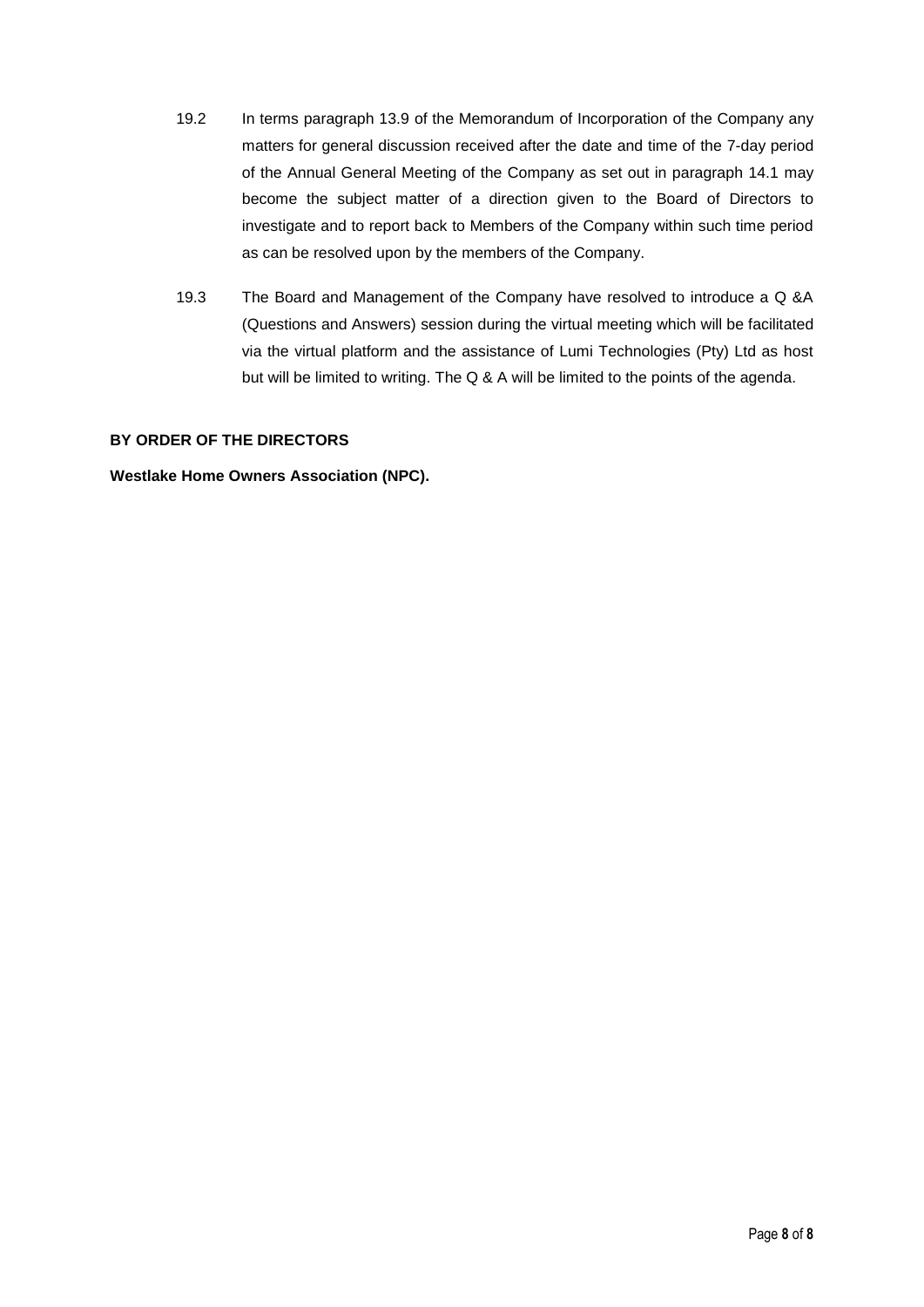19.2 In terms paragraph 13.9 of the Memorandum of Incorporation of the Company any matters for general discussion received after the date and time of the 7-day period of the Annual General Meeting of the Company as set out in paragraph 14.1 may become the subject matter of a direction given to the Board of Directors to investigate and to report back to Members of the Company within such time period as can be resolved upon by the members of the Company.

19.3 The Board and Management of the Company have resolved to introduce a Q &A (Questions and Answers) session during the virtual meeting which will be facilitated via the virtual platform and the assistance of Lumi Technologies (Pty) Ltd as host but will be limited to writing. The Q & A will be limited to the points of the agenda.

**BY ORDER OF THE DIRECTORS**

**Westlake Home Owners Association (NPC).**